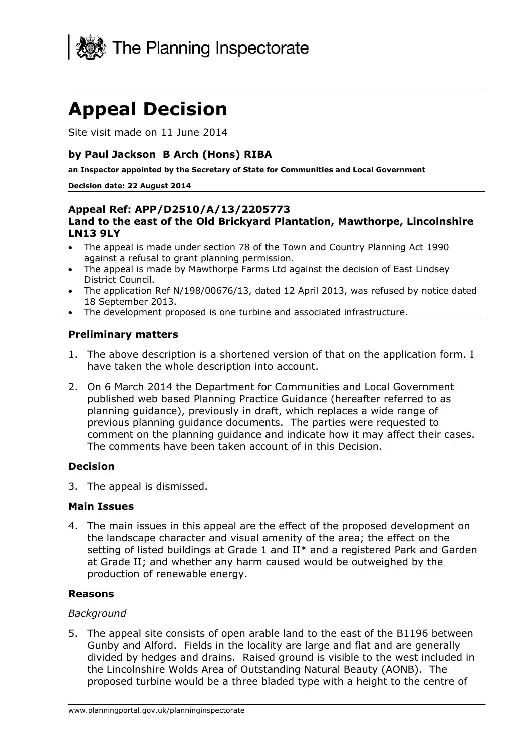The Planning Inspectorate

# Appeal Decision

Site visit made on 11 June 2014

**by Paul Jackson B Arch (Hons) RIBA**

**an Inspector appointed by the Secretary of State for Communities and Local Government**

**Decision date: 22 August 2014**

**Appeal Ref: APP/D2510/A/13/2205773**
**Land to the east of the Old Brickyard Plantation, Mawthorpe, Lincolnshire LN13 9LY**

- The appeal is made under section 78 of the Town and Country Planning Act 1990 against a refusal to grant planning permission.
- The appeal is made by Mawthorpe Farms Ltd against the decision of East Lindsey District Council.
- The application Ref N/198/00676/13, dated 12 April 2013, was refused by notice dated 18 September 2013.
- The development proposed is one turbine and associated infrastructure.

### Preliminary matters

1. The above description is a shortened version of that on the application form. I have taken the whole description into account.
2. On 6 March 2014 the Department for Communities and Local Government published web based Planning Practice Guidance (hereafter referred to as planning guidance), previously in draft, which replaces a wide range of previous planning guidance documents. The parties were requested to comment on the planning guidance and indicate how it may affect their cases. The comments have been taken account of in this Decision.

### Decision

3. The appeal is dismissed.

### Main Issues

4. The main issues in this appeal are the effect of the proposed development on the landscape character and visual amenity of the area; the effect on the setting of listed buildings at Grade 1 and II* and a registered Park and Garden at Grade II; and whether any harm caused would be outweighed by the production of renewable energy.

### Reasons

*Background*

5. The appeal site consists of open arable land to the east of the B1196 between Gunby and Alford. Fields in the locality are large and flat and are generally divided by hedges and drains. Raised ground is visible to the west included in the Lincolnshire Wolds Area of Outstanding Natural Beauty (AONB). The proposed turbine would be a three bladed type with a height to the centre of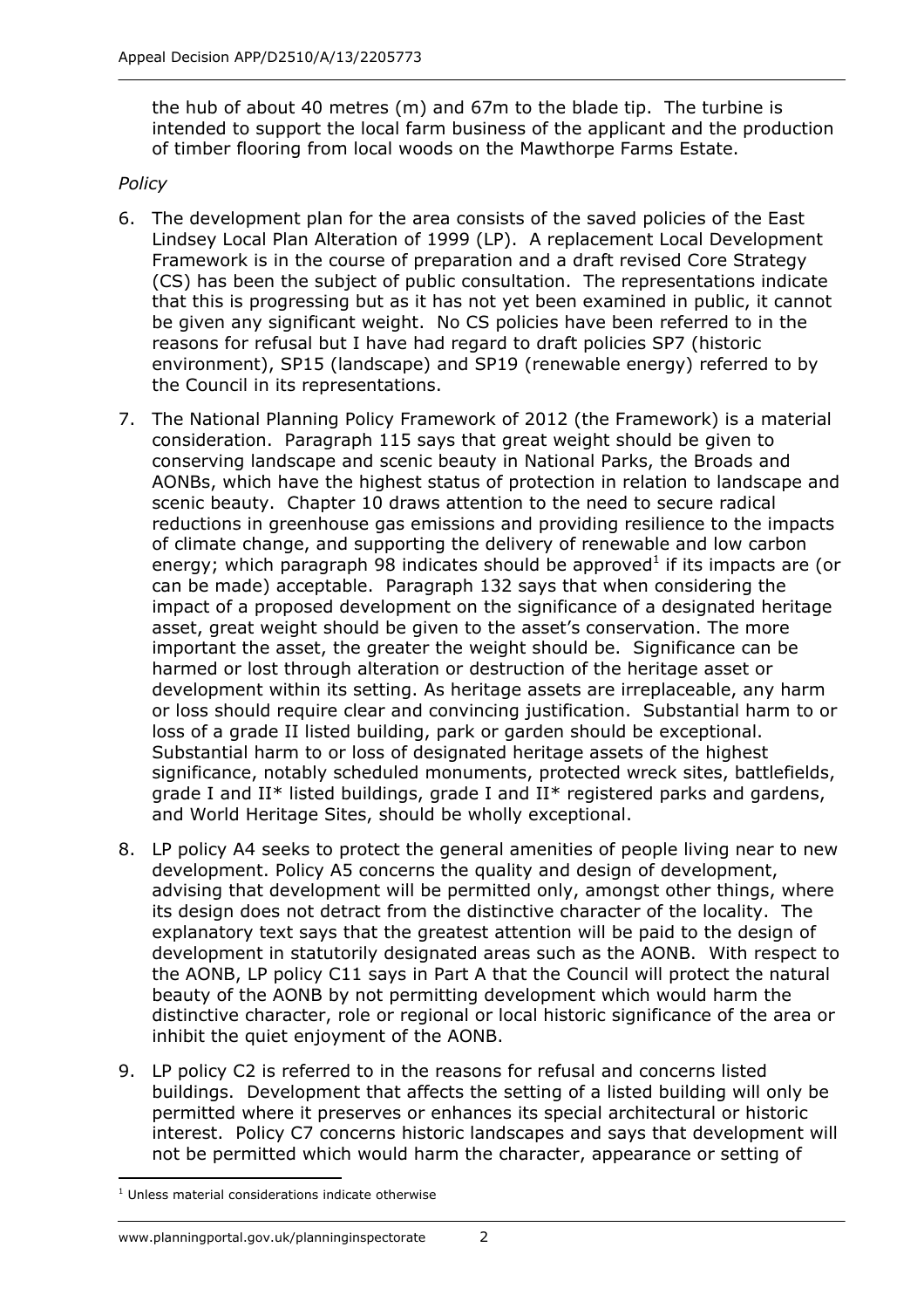the hub of about 40 metres (m) and 67m to the blade tip. The turbine is intended to support the local farm business of the applicant and the production of timber flooring from local woods on the Mawthorpe Farms Estate.

*Policy*

6. The development plan for the area consists of the saved policies of the East Lindsey Local Plan Alteration of 1999 (LP). A replacement Local Development Framework is in the course of preparation and a draft revised Core Strategy (CS) has been the subject of public consultation. The representations indicate that this is progressing but as it has not yet been examined in public, it cannot be given any significant weight. No CS policies have been referred to in the reasons for refusal but I have had regard to draft policies SP7 (historic environment), SP15 (landscape) and SP19 (renewable energy) referred to by the Council in its representations.

7. The National Planning Policy Framework of 2012 (the Framework) is a material consideration. Paragraph 115 says that great weight should be given to conserving landscape and scenic beauty in National Parks, the Broads and AONBs, which have the highest status of protection in relation to landscape and scenic beauty. Chapter 10 draws attention to the need to secure radical reductions in greenhouse gas emissions and providing resilience to the impacts of climate change, and supporting the delivery of renewable and low carbon energy; which paragraph 98 indicates should be approved[1] if its impacts are (or can be made) acceptable. Paragraph 132 says that when considering the impact of a proposed development on the significance of a designated heritage asset, great weight should be given to the asset's conservation. The more important the asset, the greater the weight should be. Significance can be harmed or lost through alteration or destruction of the heritage asset or development within its setting. As heritage assets are irreplaceable, any harm or loss should require clear and convincing justification. Substantial harm to or loss of a grade II listed building, park or garden should be exceptional. Substantial harm to or loss of designated heritage assets of the highest significance, notably scheduled monuments, protected wreck sites, battlefields, grade I and II* listed buildings, grade I and II* registered parks and gardens, and World Heritage Sites, should be wholly exceptional.

8. LP policy A4 seeks to protect the general amenities of people living near to new development. Policy A5 concerns the quality and design of development, advising that development will be permitted only, amongst other things, where its design does not detract from the distinctive character of the locality. The explanatory text says that the greatest attention will be paid to the design of development in statutorily designated areas such as the AONB. With respect to the AONB, LP policy C11 says in Part A that the Council will protect the natural beauty of the AONB by not permitting development which would harm the distinctive character, role or regional or local historic significance of the area or inhibit the quiet enjoyment of the AONB.

9. LP policy C2 is referred to in the reasons for refusal and concerns listed buildings. Development that affects the setting of a listed building will only be permitted where it preserves or enhances its special architectural or historic interest. Policy C7 concerns historic landscapes and says that development will not be permitted which would harm the character, appearance or setting of

[1] Unless material considerations indicate otherwise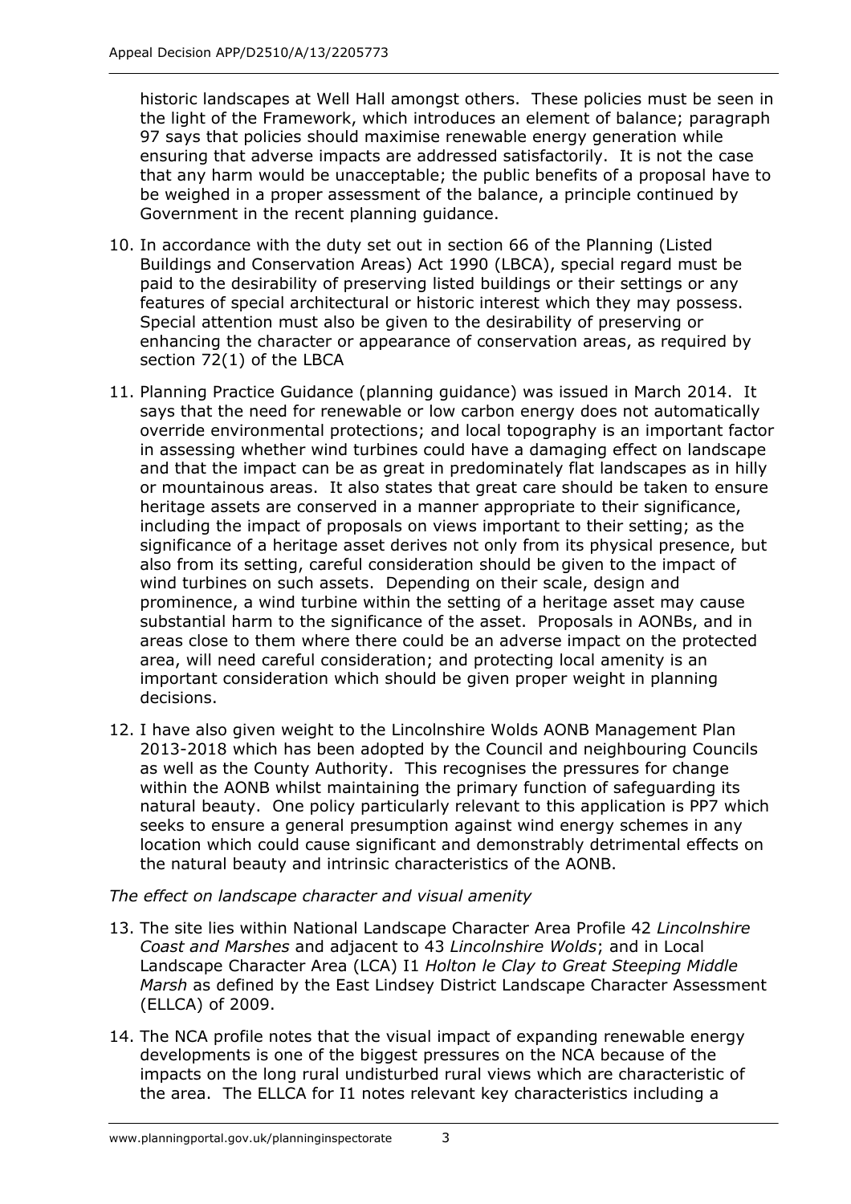historic landscapes at Well Hall amongst others. These policies must be seen in the light of the Framework, which introduces an element of balance; paragraph 97 says that policies should maximise renewable energy generation while ensuring that adverse impacts are addressed satisfactorily. It is not the case that any harm would be unacceptable; the public benefits of a proposal have to be weighed in a proper assessment of the balance, a principle continued by Government in the recent planning guidance.

10. In accordance with the duty set out in section 66 of the Planning (Listed Buildings and Conservation Areas) Act 1990 (LBCA), special regard must be paid to the desirability of preserving listed buildings or their settings or any features of special architectural or historic interest which they may possess. Special attention must also be given to the desirability of preserving or enhancing the character or appearance of conservation areas, as required by section 72(1) of the LBCA

11. Planning Practice Guidance (planning guidance) was issued in March 2014. It says that the need for renewable or low carbon energy does not automatically override environmental protections; and local topography is an important factor in assessing whether wind turbines could have a damaging effect on landscape and that the impact can be as great in predominately flat landscapes as in hilly or mountainous areas. It also states that great care should be taken to ensure heritage assets are conserved in a manner appropriate to their significance, including the impact of proposals on views important to their setting; as the significance of a heritage asset derives not only from its physical presence, but also from its setting, careful consideration should be given to the impact of wind turbines on such assets. Depending on their scale, design and prominence, a wind turbine within the setting of a heritage asset may cause substantial harm to the significance of the asset. Proposals in AONBs, and in areas close to them where there could be an adverse impact on the protected area, will need careful consideration; and protecting local amenity is an important consideration which should be given proper weight in planning decisions.

12. I have also given weight to the Lincolnshire Wolds AONB Management Plan 2013-2018 which has been adopted by the Council and neighbouring Councils as well as the County Authority. This recognises the pressures for change within the AONB whilst maintaining the primary function of safeguarding its natural beauty. One policy particularly relevant to this application is PP7 which seeks to ensure a general presumption against wind energy schemes in any location which could cause significant and demonstrably detrimental effects on the natural beauty and intrinsic characteristics of the AONB.

*The effect on landscape character and visual amenity*

13. The site lies within National Landscape Character Area Profile 42 *Lincolnshire Coast and Marshes* and adjacent to 43 *Lincolnshire Wolds*; and in Local Landscape Character Area (LCA) I1 *Holton le Clay to Great Steeping Middle Marsh* as defined by the East Lindsey District Landscape Character Assessment (ELLCA) of 2009.

14. The NCA profile notes that the visual impact of expanding renewable energy developments is one of the biggest pressures on the NCA because of the impacts on the long rural undisturbed rural views which are characteristic of the area. The ELLCA for I1 notes relevant key characteristics including a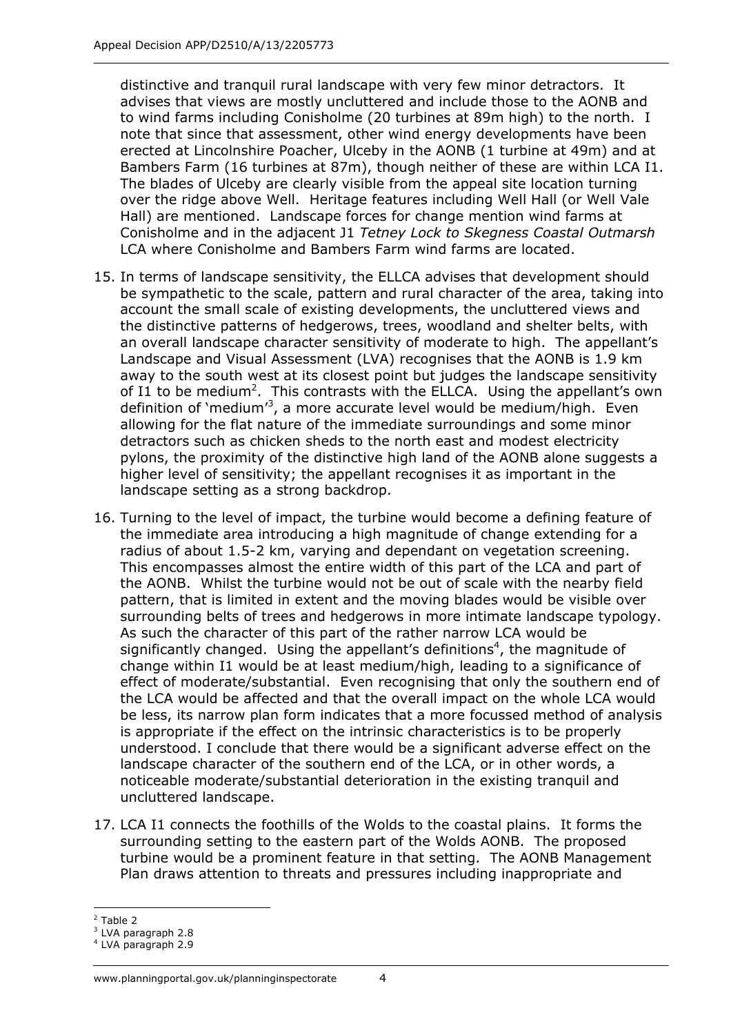distinctive and tranquil rural landscape with very few minor detractors. It advises that views are mostly uncluttered and include those to the AONB and to wind farms including Conisholme (20 turbines at 89m high) to the north. I note that since that assessment, other wind energy developments have been erected at Lincolnshire Poacher, Ulceby in the AONB (1 turbine at 49m) and at Bambers Farm (16 turbines at 87m), though neither of these are within LCA I1. The blades of Ulceby are clearly visible from the appeal site location turning over the ridge above Well. Heritage features including Well Hall (or Well Vale Hall) are mentioned. Landscape forces for change mention wind farms at Conisholme and in the adjacent J1 *Tetney Lock to Skegness Coastal Outmarsh* LCA where Conisholme and Bambers Farm wind farms are located.

15. In terms of landscape sensitivity, the ELLCA advises that development should be sympathetic to the scale, pattern and rural character of the area, taking into account the small scale of existing developments, the uncluttered views and the distinctive patterns of hedgerows, trees, woodland and shelter belts, with an overall landscape character sensitivity of moderate to high. The appellant's Landscape and Visual Assessment (LVA) recognises that the AONB is 1.9 km away to the south west at its closest point but judges the landscape sensitivity of I1 to be medium[2]. This contrasts with the ELLCA. Using the appellant's own definition of 'medium'[3], a more accurate level would be medium/high. Even allowing for the flat nature of the immediate surroundings and some minor detractors such as chicken sheds to the north east and modest electricity pylons, the proximity of the distinctive high land of the AONB alone suggests a higher level of sensitivity; the appellant recognises it as important in the landscape setting as a strong backdrop.

16. Turning to the level of impact, the turbine would become a defining feature of the immediate area introducing a high magnitude of change extending for a radius of about 1.5-2 km, varying and dependant on vegetation screening. This encompasses almost the entire width of this part of the LCA and part of the AONB. Whilst the turbine would not be out of scale with the nearby field pattern, that is limited in extent and the moving blades would be visible over surrounding belts of trees and hedgerows in more intimate landscape typology. As such the character of this part of the rather narrow LCA would be significantly changed. Using the appellant's definitions[4], the magnitude of change within I1 would be at least medium/high, leading to a significance of effect of moderate/substantial. Even recognising that only the southern end of the LCA would be affected and that the overall impact on the whole LCA would be less, its narrow plan form indicates that a more focussed method of analysis is appropriate if the effect on the intrinsic characteristics is to be properly understood. I conclude that there would be a significant adverse effect on the landscape character of the southern end of the LCA, or in other words, a noticeable moderate/substantial deterioration in the existing tranquil and uncluttered landscape.

17. LCA I1 connects the foothills of the Wolds to the coastal plains. It forms the surrounding setting to the eastern part of the Wolds AONB. The proposed turbine would be a prominent feature in that setting. The AONB Management Plan draws attention to threats and pressures including inappropriate and

---

[2] Table 2

[3] LVA paragraph 2.8

[4] LVA paragraph 2.9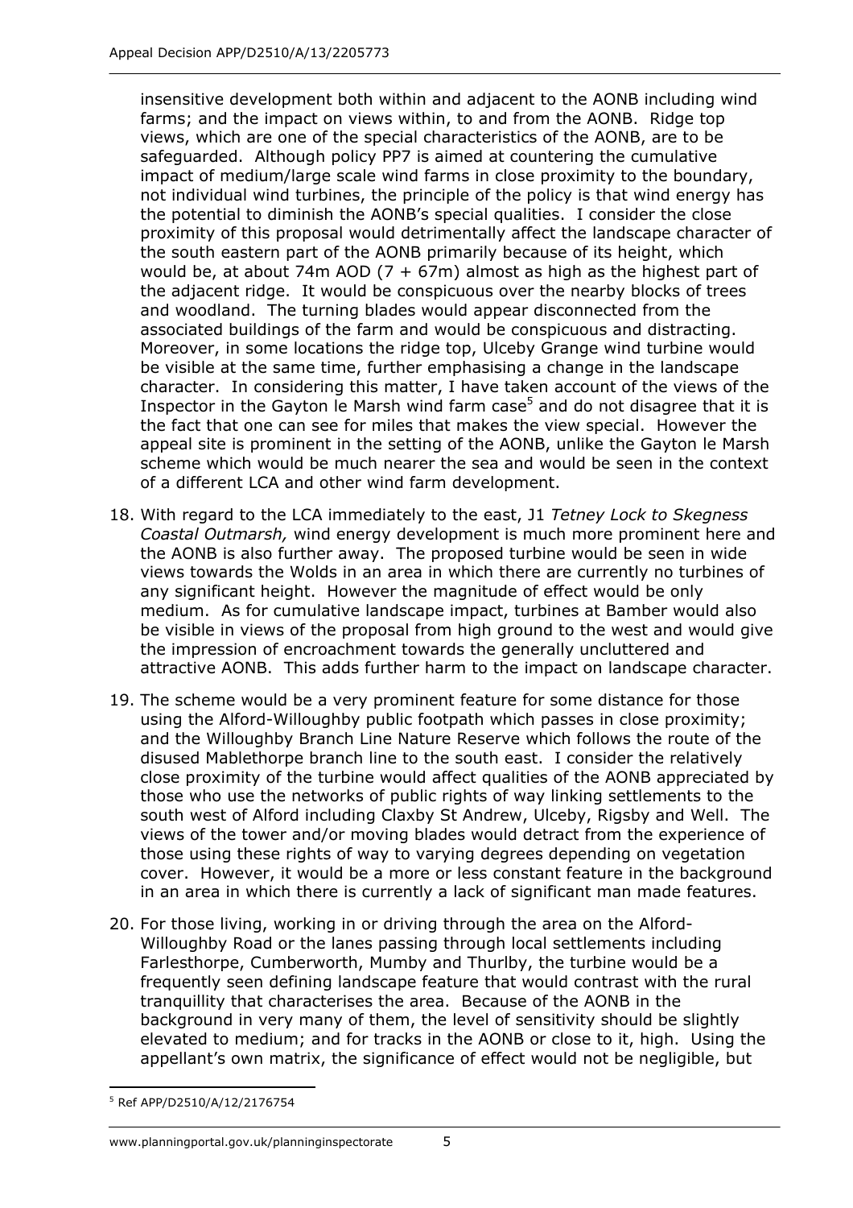insensitive development both within and adjacent to the AONB including wind farms; and the impact on views within, to and from the AONB. Ridge top views, which are one of the special characteristics of the AONB, are to be safeguarded. Although policy PP7 is aimed at countering the cumulative impact of medium/large scale wind farms in close proximity to the boundary, not individual wind turbines, the principle of the policy is that wind energy has the potential to diminish the AONB's special qualities. I consider the close proximity of this proposal would detrimentally affect the landscape character of the south eastern part of the AONB primarily because of its height, which would be, at about 74m AOD (7 + 67m) almost as high as the highest part of the adjacent ridge. It would be conspicuous over the nearby blocks of trees and woodland. The turning blades would appear disconnected from the associated buildings of the farm and would be conspicuous and distracting. Moreover, in some locations the ridge top, Ulceby Grange wind turbine would be visible at the same time, further emphasising a change in the landscape character. In considering this matter, I have taken account of the views of the Inspector in the Gayton le Marsh wind farm case[5] and do not disagree that it is the fact that one can see for miles that makes the view special. However the appeal site is prominent in the setting of the AONB, unlike the Gayton le Marsh scheme which would be much nearer the sea and would be seen in the context of a different LCA and other wind farm development.

18. With regard to the LCA immediately to the east, J1 *Tetney Lock to Skegness Coastal Outmarsh,* wind energy development is much more prominent here and the AONB is also further away. The proposed turbine would be seen in wide views towards the Wolds in an area in which there are currently no turbines of any significant height. However the magnitude of effect would be only medium. As for cumulative landscape impact, turbines at Bamber would also be visible in views of the proposal from high ground to the west and would give the impression of encroachment towards the generally uncluttered and attractive AONB. This adds further harm to the impact on landscape character.

19. The scheme would be a very prominent feature for some distance for those using the Alford-Willoughby public footpath which passes in close proximity; and the Willoughby Branch Line Nature Reserve which follows the route of the disused Mablethorpe branch line to the south east. I consider the relatively close proximity of the turbine would affect qualities of the AONB appreciated by those who use the networks of public rights of way linking settlements to the south west of Alford including Claxby St Andrew, Ulceby, Rigsby and Well. The views of the tower and/or moving blades would detract from the experience of those using these rights of way to varying degrees depending on vegetation cover. However, it would be a more or less constant feature in the background in an area in which there is currently a lack of significant man made features.

20. For those living, working in or driving through the area on the Alford-Willoughby Road or the lanes passing through local settlements including Farlesthorpe, Cumberworth, Mumby and Thurlby, the turbine would be a frequently seen defining landscape feature that would contrast with the rural tranquillity that characterises the area. Because of the AONB in the background in very many of them, the level of sensitivity should be slightly elevated to medium; and for tracks in the AONB or close to it, high. Using the appellant's own matrix, the significance of effect would not be negligible, but

---

[5] Ref APP/D2510/A/12/2176754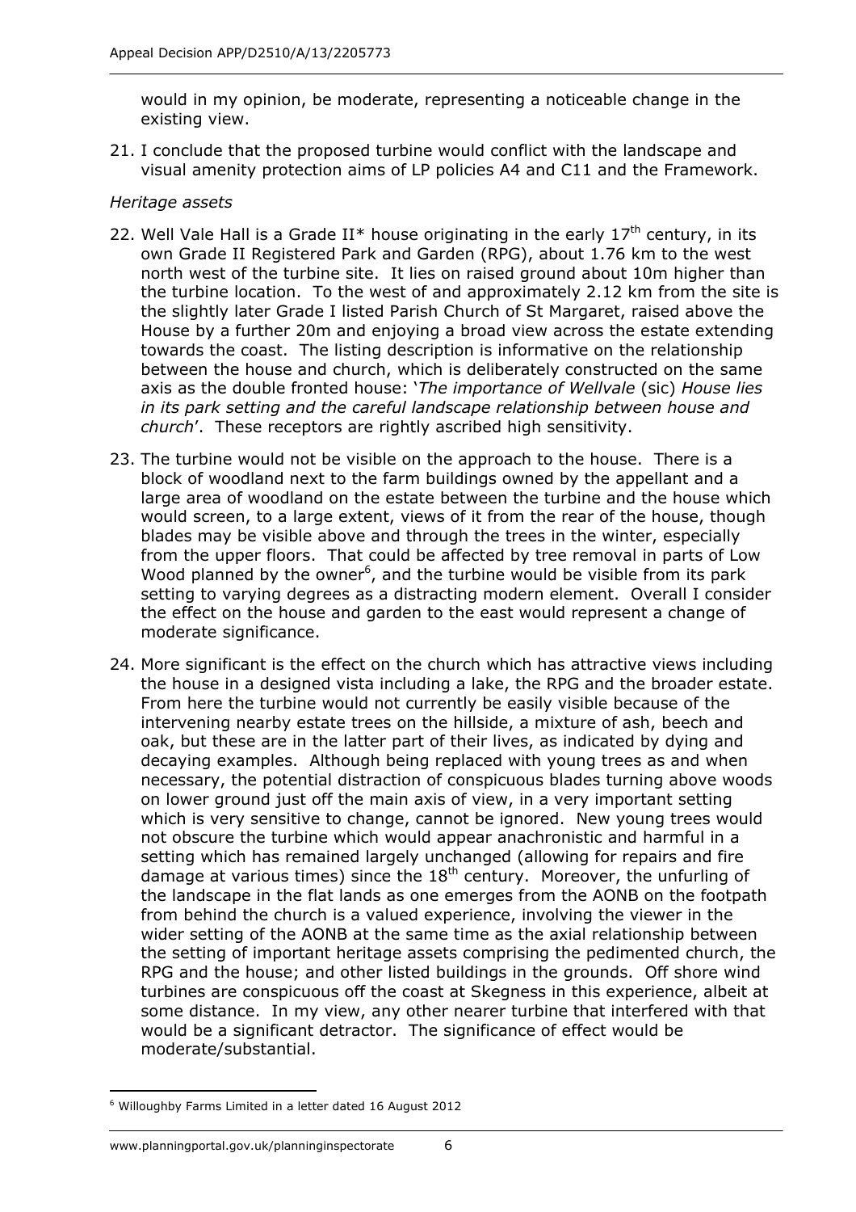would in my opinion, be moderate, representing a noticeable change in the existing view.

21. I conclude that the proposed turbine would conflict with the landscape and visual amenity protection aims of LP policies A4 and C11 and the Framework.

*Heritage assets*

22. Well Vale Hall is a Grade II* house originating in the early 17th century, in its own Grade II Registered Park and Garden (RPG), about 1.76 km to the west north west of the turbine site. It lies on raised ground about 10m higher than the turbine location. To the west of and approximately 2.12 km from the site is the slightly later Grade I listed Parish Church of St Margaret, raised above the House by a further 20m and enjoying a broad view across the estate extending towards the coast. The listing description is informative on the relationship between the house and church, which is deliberately constructed on the same axis as the double fronted house: '*The importance of Wellvale* (sic) *House lies in its park setting and the careful landscape relationship between house and church*'. These receptors are rightly ascribed high sensitivity.

23. The turbine would not be visible on the approach to the house. There is a block of woodland next to the farm buildings owned by the appellant and a large area of woodland on the estate between the turbine and the house which would screen, to a large extent, views of it from the rear of the house, though blades may be visible above and through the trees in the winter, especially from the upper floors. That could be affected by tree removal in parts of Low Wood planned by the owner[6], and the turbine would be visible from its park setting to varying degrees as a distracting modern element. Overall I consider the effect on the house and garden to the east would represent a change of moderate significance.

24. More significant is the effect on the church which has attractive views including the house in a designed vista including a lake, the RPG and the broader estate. From here the turbine would not currently be easily visible because of the intervening nearby estate trees on the hillside, a mixture of ash, beech and oak, but these are in the latter part of their lives, as indicated by dying and decaying examples. Although being replaced with young trees as and when necessary, the potential distraction of conspicuous blades turning above woods on lower ground just off the main axis of view, in a very important setting which is very sensitive to change, cannot be ignored. New young trees would not obscure the turbine which would appear anachronistic and harmful in a setting which has remained largely unchanged (allowing for repairs and fire damage at various times) since the 18th century. Moreover, the unfurling of the landscape in the flat lands as one emerges from the AONB on the footpath from behind the church is a valued experience, involving the viewer in the wider setting of the AONB at the same time as the axial relationship between the setting of important heritage assets comprising the pedimented church, the RPG and the house; and other listed buildings in the grounds. Off shore wind turbines are conspicuous off the coast at Skegness in this experience, albeit at some distance. In my view, any other nearer turbine that interfered with that would be a significant detractor. The significance of effect would be moderate/substantial.

---

[6] Willoughby Farms Limited in a letter dated 16 August 2012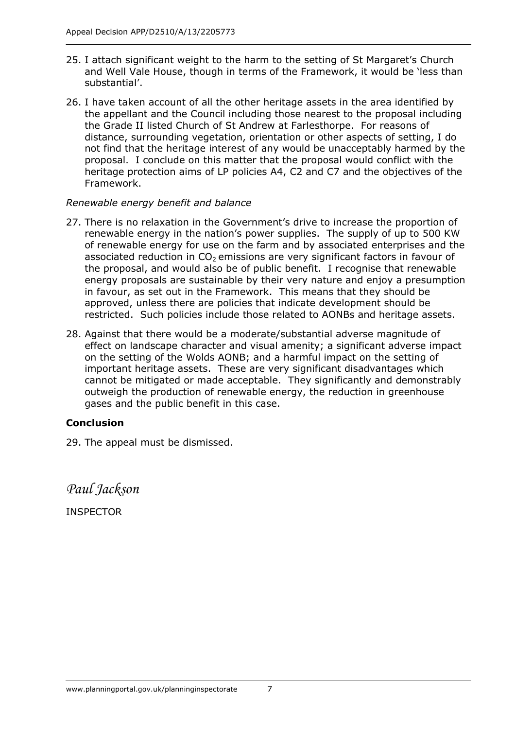25. I attach significant weight to the harm to the setting of St Margaret's Church and Well Vale House, though in terms of the Framework, it would be 'less than substantial'.

26. I have taken account of all the other heritage assets in the area identified by the appellant and the Council including those nearest to the proposal including the Grade II listed Church of St Andrew at Farlesthorpe. For reasons of distance, surrounding vegetation, orientation or other aspects of setting, I do not find that the heritage interest of any would be unacceptably harmed by the proposal. I conclude on this matter that the proposal would conflict with the heritage protection aims of LP policies A4, C2 and C7 and the objectives of the Framework.

*Renewable energy benefit and balance*

27. There is no relaxation in the Government's drive to increase the proportion of renewable energy in the nation's power supplies. The supply of up to 500 KW of renewable energy for use on the farm and by associated enterprises and the associated reduction in $CO_2$ emissions are very significant factors in favour of the proposal, and would also be of public benefit. I recognise that renewable energy proposals are sustainable by their very nature and enjoy a presumption in favour, as set out in the Framework. This means that they should be approved, unless there are policies that indicate development should be restricted. Such policies include those related to AONBs and heritage assets.

28. Against that there would be a moderate/substantial adverse magnitude of effect on landscape character and visual amenity; a significant adverse impact on the setting of the Wolds AONB; and a harmful impact on the setting of important heritage assets. These are very significant disadvantages which cannot be mitigated or made acceptable. They significantly and demonstrably outweigh the production of renewable energy, the reduction in greenhouse gases and the public benefit in this case.

## Conclusion

29. The appeal must be dismissed.

*Paul Jackson*

INSPECTOR